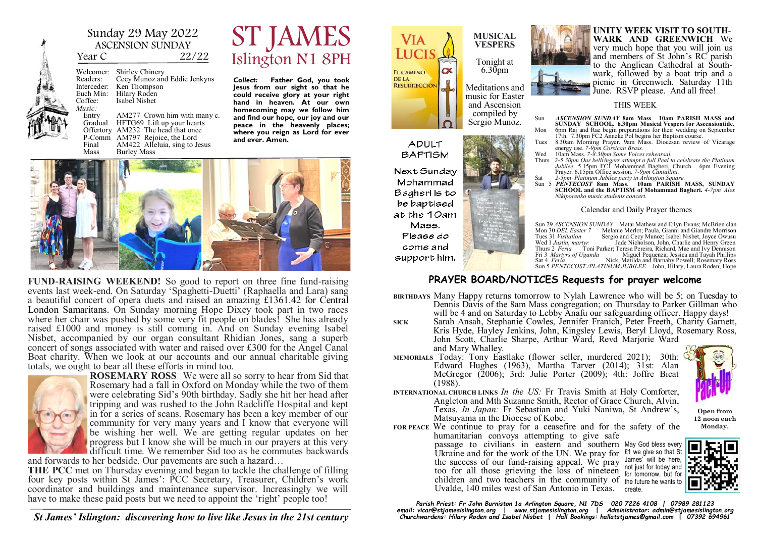Sunday 29 May 2022
ASCENSION SUNDAY
Year C 22/22

# ST JAMES
Islington N1 8PH

Welcomer: Shirley Chinery
Readers: Cecy Munoz and Eddie Jenkyns
Interceder: Ken Thompson
Euch Min: Hilary Roden
Coffee: Isabel Nisbet

*Music:*
Entry AM277 Crown him with many c.
Gradual HFTG69 Lift up your hearts
Offertory AM232 The head that once
P-Comm AM797 Rejoice, the Lord
Final AM422 Alleluia, sing to Jesus
Mass Burley Mass

***Collect:*** **Father God, you took Jesus from our sight so that he could receive glory at your right hand in heaven. At our own homecoming may we follow him and find our hope, our joy and our peace in the heavenly places; where you reign as Lord for ever and ever. Amen.**

**FUND-RAISING WEEKEND!** So good to report on three fine fund-raising events last week-end. On Saturday 'Spaghetti-Duetti' (Raphaella and Lara) sang a beautiful concert of opera duets and raised an amazing £1361.42 for Central London Samaritans. On Sunday morning Hope Dixey took part in two races where her chair was pushed by some very fit people on blades! She has already raised £1000 and money is still coming in. And on Sunday evening Isabel Nisbet, accompanied by our organ consultant Rhidian Jones, sang a superb concert of songs associated with water and raised over £300 for the Angel Canal Boat charity. When we look at our accounts and our annual charitable giving totals, we ought to bear all these efforts in mind too.

**ROSEMARY ROSS** We were all so sorry to hear from Sid that Rosemary had a fall in Oxford on Monday while the two of them were celebrating Sid's 90th birthday. Sadly she hit her head after tripping and was rushed to the John Radcliffe Hospital and kept in for a series of scans. Rosemary has been a key member of our community for very many years and I know that everyone will be wishing her well. We are getting regular updates on her progress but I know she will be much in our prayers at this very difficult time. We remember Sid too as he commutes backwards and forwards to her bedside. Our pavements are such a hazard…

**THE PCC** met on Thursday evening and began to tackle the challenge of filling four key posts within St James': PCC Secretary, Treasurer, Children's work coordinator and buildings and maintenance supervisor. Increasingly we will have to make these paid posts but we need to appoint the 'right' people too!

***St James' Islington: discovering how to live like Jesus in the 21st century***

VIA LUCIS
EL CAMINO DE LA RESURRECCIÓN

**MUSICAL VESPERS**

Tonight at 6.30pm

Meditations and music for Easter and Ascension compiled by Sergio Munoz.

ADULT BAPTISM

Next Sunday Mohammad Bagheri is to be baptised at the 10am Mass. Please do come and support him.

**UNITY WEEK VISIT TO SOUTHWARK AND GREENWICH** We very much hope that you will join us and members of St John's RC parish to the Anglican Cathedral at Southwark, followed by a boat trip and a picnic in Greenwich. Saturday 11th June. RSVP please. And all free!

THIS WEEK

| | |
|---|---|
| Sun | ***ASCENSION SUNDAY* 8am Mass. 10am PARISH MASS and SUNDAY SCHOOL. 6.30pm Musical Vespers for Ascensiontide.** |
| Mon | 6pm Raj and Rae begin preparations for their wedding on September 17th. 7.30pm FC2 Anneke Pol begins her Baptism course. |
| Tues | 8.30am Morning Prayer. 9am Mass. Diocesan review of Vicarage energy use. *7-9pm Corsican Brass.* |
| Wed | 10am Mass. *7-8.30pm Some Voices rehearsal.* |
| Thurs | *2-5.30pm Our bellringers attempt a full Peal to celebrate the Platinum Jubilee.* 5.15pm FC1 Mohammed Bagheri, Church. 6pm Evening Prayer. 6.15pm Office session. *7-9pm Cantallini.* |
| Sat | *2-5pm Platinum Jubilee party in Arlington Square.* |
| Sun 5 | ***PENTECOST* 8am Mass. 10am PARISH MASS, SUNDAY SCHOOL and the BAPTISM of Mohammad Bagheri.** *4-7pm Alex Nikiporenko music students concert.* |

Calendar and Daily Prayer themes

| | |
|---|---|
| Sun 29 *ASCENSION SUNDAY* | Matai Mathew and Eilyn Evans; McBrien clan |
| Mon 30 *DEL Easter 7* | Melanie Merlot; Paula, Gianni and Giandre Morrison |
| Tues 31 *Visitation* | Sergio and Cecy Munoz; Isabel Nisbet, Joyce Owusu |
| Wed 1 *Justin, martyr* | Jade Nicholson, John, Charlie and Henry Green |
| Thurs 2 *Feria* | Toni Parker; Teresa Pereira, Richard, Mae and Ivy Dennison |
| Fri 3 *Martyrs of Uganda* | Miguel Pequenza; Jessica and Tayah Phillips |
| Sat 4 *Feria* | Nick, Matilda and Barnaby Powell; Rosemary Ross |
| Sun 5 *PENTECOST /PLATINUM JUBILEE* | John, Hilary, Laura Roden; Hope |

## PRAYER BOARD/NOTICES Requests for prayer welcome

**BIRTHDAYS** Many Happy returns tomorrow to Nylah Lawrence who will be 5; on Tuesday to Dennis Davis of the 8am Mass congregation; on Thursday to Parker Gillman who will be 4 and on Saturday to Lebby Anafu our safeguarding officer. Happy days!

**SICK** Sarah Ansah, Stephanie Cowles, Jennifer Franich, Peter Freeth, Charity Garnett, Kris Hyde, Hayley Jenkins, John, Kingsley Lewis, Beryl Lloyd, Rosemary Ross, John Scott, Charlie Sharpe, Arthur Ward, Revd Marjorie Ward and Mary Whalley.

**MEMORIALS** Today: Tony Eastlake (flower seller, murdered 2021); 30th: Edward Hughes (1963), Martha Tarver (2014); 31st: Alan McGregor (2006); 3rd: Julie Porter (2009); 4th: Joffre Bicat (1988).

**INTERNATIONAL CHURCH LINKS** *In the US:* Fr Travis Smith at Holy Comforter, Angleton and Mth Suzanne Smith, Rector of Grace Church, Alvin, Texas. *In Japan:* Fr Sebastian and Yuki Naniwa, St Andrew's, Matsuyama in the Diocese of Kobe.

**FOR PEACE** We continue to pray for a ceasefire and for the safety of the humanitarian convoys attempting to give safe passage to civilians in eastern and southern Ukraine and for the work of the UN. We pray for the success of our fund-raising appeal. We pray too for all those grieving the loss of nineteen children and two teachers in the community of Uvalde, 140 miles west of San Antonio in Texas.

Pack-Up
**Open from 12 noon each Monday.**

May God bless every £1 we give so that St James' will be here, not just for today and for tomorrow, but for the future he wants to create.

***Parish Priest: Fr John Burniston 1a Arlington Square, N1 7DS 020 7226 4108 | 07989 281123***
***email: vicar@stjamesislington.org | www.stjamesislington.org | Administrator: admin@stjamesislington.org***
***Churchwardens: Hilary Roden and Isabel Nisbet | Hall Bookings: hallatstjames@gmail.com | 07392 694961***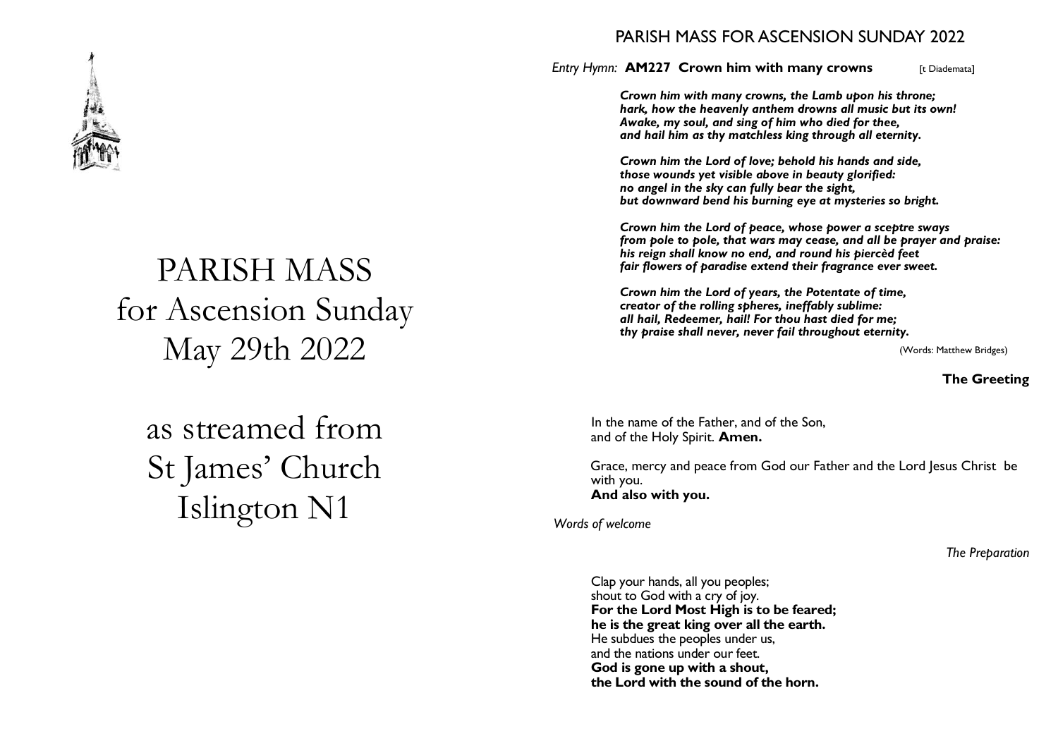# PARISH MASS
# for Ascension Sunday
# May 29th 2022

## as streamed from St James' Church Islington N1

## PARISH MASS FOR ASCENSION SUNDAY 2022

*Entry Hymn:* **AM227 Crown him with many crowns** [t Diademata]

***Crown him with many crowns, the Lamb upon his throne;***
***hark, how the heavenly anthem drowns all music but its own!***
***Awake, my soul, and sing of him who died for thee,***
***and hail him as thy matchless king through all eternity.***

***Crown him the Lord of love; behold his hands and side,***
***those wounds yet visible above in beauty glorified:***
***no angel in the sky can fully bear the sight,***
***but downward bend his burning eye at mysteries so bright.***

***Crown him the Lord of peace, whose power a sceptre sways***
***from pole to pole, that wars may cease, and all be prayer and praise:***
***his reign shall know no end, and round his piercèd feet***
***fair flowers of paradise extend their fragrance ever sweet.***

***Crown him the Lord of years, the Potentate of time,***
***creator of the rolling spheres, ineffably sublime:***
***all hail, Redeemer, hail! For thou hast died for me;***
***thy praise shall never, never fail throughout eternity.***

(Words: Matthew Bridges)

**The Greeting**

In the name of the Father, and of the Son,
and of the Holy Spirit. **Amen.**

Grace, mercy and peace from God our Father and the Lord Jesus Christ be with you.
**And also with you.**

*Words of welcome*

*The Preparation*

Clap your hands, all you peoples;
shout to God with a cry of joy.
**For the Lord Most High is to be feared;**
**he is the great king over all the earth.**
He subdues the peoples under us,
and the nations under our feet.
**God is gone up with a shout,**
**the Lord with the sound of the horn.**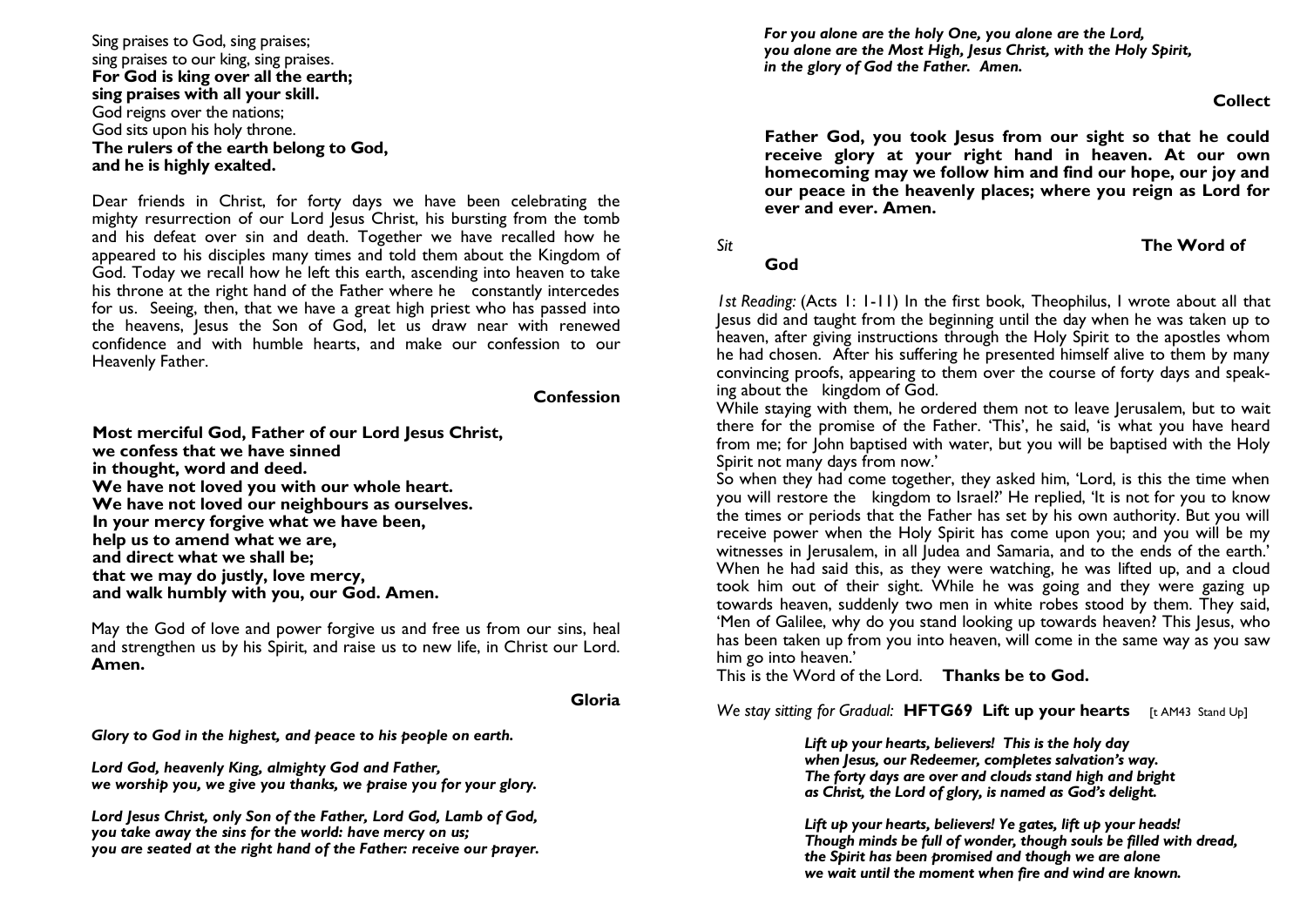Sing praises to God, sing praises;
sing praises to our king, sing praises.
**For God is king over all the earth;**
**sing praises with all your skill.**
God reigns over the nations;
God sits upon his holy throne.
**The rulers of the earth belong to God,**
**and he is highly exalted.**

Dear friends in Christ, for forty days we have been celebrating the mighty resurrection of our Lord Jesus Christ, his bursting from the tomb and his defeat over sin and death. Together we have recalled how he appeared to his disciples many times and told them about the Kingdom of God. Today we recall how he left this earth, ascending into heaven to take his throne at the right hand of the Father where he constantly intercedes for us. Seeing, then, that we have a great high priest who has passed into the heavens, Jesus the Son of God, let us draw near with renewed confidence and with humble hearts, and make our confession to our Heavenly Father.

### Confession

**Most merciful God, Father of our Lord Jesus Christ,**
**we confess that we have sinned**
**in thought, word and deed.**
**We have not loved you with our whole heart.**
**We have not loved our neighbours as ourselves.**
**In your mercy forgive what we have been,**
**help us to amend what we are,**
**and direct what we shall be;**
**that we may do justly, love mercy,**
**and walk humbly with you, our God. Amen.**

May the God of love and power forgive us and free us from our sins, heal and strengthen us by his Spirit, and raise us to new life, in Christ our Lord. **Amen.**

### Gloria

***Glory to God in the highest, and peace to his people on earth.***

***Lord God, heavenly King, almighty God and Father,***
***we worship you, we give you thanks, we praise you for your glory.***

***Lord Jesus Christ, only Son of the Father, Lord God, Lamb of God,***
***you take away the sins for the world: have mercy on us;***
***you are seated at the right hand of the Father: receive our prayer.***

***For you alone are the holy One, you alone are the Lord,***
***you alone are the Most High, Jesus Christ, with the Holy Spirit,***
***in the glory of God the Father. Amen.***

### Collect

**Father God, you took Jesus from our sight so that he could receive glory at your right hand in heaven. At our own homecoming may we follow him and find our hope, our joy and our peace in the heavenly places; where you reign as Lord for ever and ever. Amen.**

*Sit*

### The Word of God

*1st Reading:* (Acts 1: 1-11) In the first book, Theophilus, I wrote about all that Jesus did and taught from the beginning until the day when he was taken up to heaven, after giving instructions through the Holy Spirit to the apostles whom he had chosen. After his suffering he presented himself alive to them by many convincing proofs, appearing to them over the course of forty days and speaking about the kingdom of God.
While staying with them, he ordered them not to leave Jerusalem, but to wait there for the promise of the Father. 'This', he said, 'is what you have heard from me; for John baptised with water, but you will be baptised with the Holy Spirit not many days from now.'
So when they had come together, they asked him, 'Lord, is this the time when you will restore the kingdom to Israel?' He replied, 'It is not for you to know the times or periods that the Father has set by his own authority. But you will receive power when the Holy Spirit has come upon you; and you will be my witnesses in Jerusalem, in all Judea and Samaria, and to the ends of the earth.' When he had said this, as they were watching, he was lifted up, and a cloud took him out of their sight. While he was going and they were gazing up towards heaven, suddenly two men in white robes stood by them. They said, 'Men of Galilee, why do you stand looking up towards heaven? This Jesus, who has been taken up from you into heaven, will come in the same way as you saw him go into heaven.'
This is the Word of the Lord. **Thanks be to God.**

*We stay sitting for Gradual:* **HFTG69 Lift up your hearts** [t AM43 Stand Up]

***Lift up your hearts, believers! This is the holy day***
***when Jesus, our Redeemer, completes salvation's way.***
***The forty days are over and clouds stand high and bright***
***as Christ, the Lord of glory, is named as God's delight.***

***Lift up your hearts, believers! Ye gates, lift up your heads!***
***Though minds be full of wonder, though souls be filled with dread,***
***the Spirit has been promised and though we are alone***
***we wait until the moment when fire and wind are known.***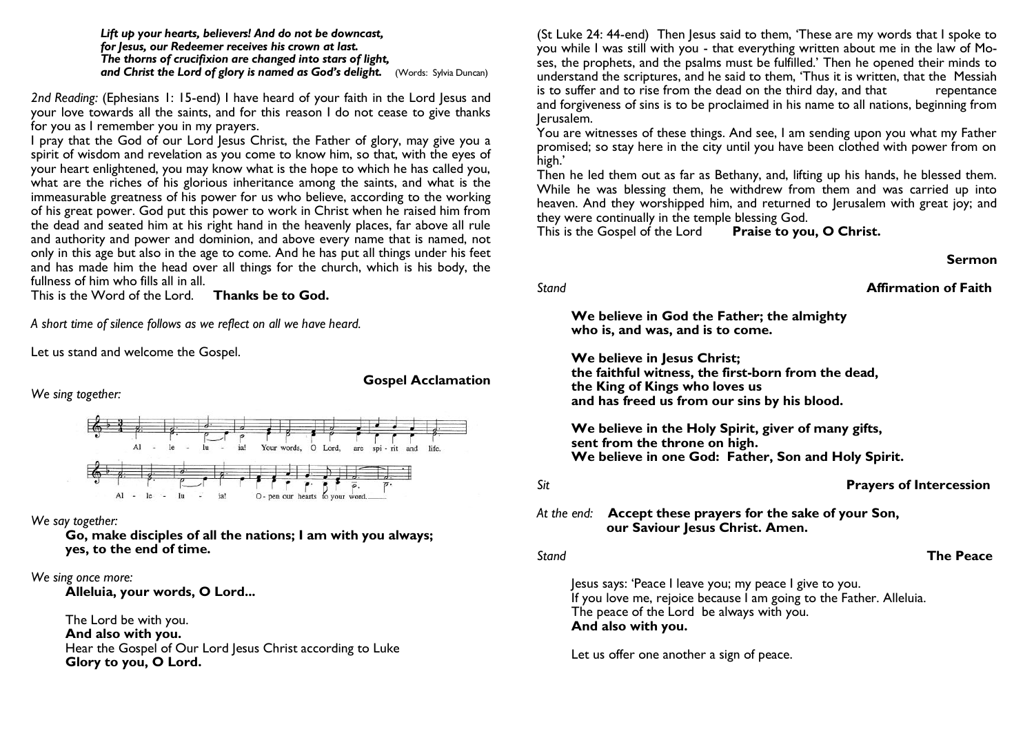***Lift up your hearts, believers! And do not be downcast,***
***for Jesus, our Redeemer receives his crown at last.***
***The thorns of crucifixion are changed into stars of light,***
***and Christ the Lord of glory is named as God's delight.*** (Words: Sylvia Duncan)

*2nd Reading:* (Ephesians 1: 15-end) I have heard of your faith in the Lord Jesus and your love towards all the saints, and for this reason I do not cease to give thanks for you as I remember you in my prayers.

I pray that the God of our Lord Jesus Christ, the Father of glory, may give you a spirit of wisdom and revelation as you come to know him, so that, with the eyes of your heart enlightened, you may know what is the hope to which he has called you, what are the riches of his glorious inheritance among the saints, and what is the immeasurable greatness of his power for us who believe, according to the working of his great power. God put this power to work in Christ when he raised him from the dead and seated him at his right hand in the heavenly places, far above all rule and authority and power and dominion, and above every name that is named, not only in this age but also in the age to come. And he has put all things under his feet and has made him the head over all things for the church, which is his body, the fullness of him who fills all in all.

This is the Word of the Lord. **Thanks be to God.**

*A short time of silence follows as we reflect on all we have heard.*

Let us stand and welcome the Gospel.

**Gospel Acclamation**

*We sing together:*

Alleluia! Your words, O Lord, are spirit and life.
Alleluia! Open our hearts to your word.

*We say together:*

**Go, make disciples of all the nations; I am with you always; yes, to the end of time.**

*We sing once more:*

**Alleluia, your words, O Lord...**

The Lord be with you.
**And also with you.**
Hear the Gospel of Our Lord Jesus Christ according to Luke
**Glory to you, O Lord.**

(St Luke 24: 44-end) Then Jesus said to them, 'These are my words that I spoke to you while I was still with you - that everything written about me in the law of Moses, the prophets, and the psalms must be fulfilled.' Then he opened their minds to understand the scriptures, and he said to them, 'Thus it is written, that the Messiah is to suffer and to rise from the dead on the third day, and that repentance and forgiveness of sins is to be proclaimed in his name to all nations, beginning from Jerusalem.

You are witnesses of these things. And see, I am sending upon you what my Father promised; so stay here in the city until you have been clothed with power from on high.'

Then he led them out as far as Bethany, and, lifting up his hands, he blessed them. While he was blessing them, he withdrew from them and was carried up into heaven. And they worshipped him, and returned to Jerusalem with great joy; and they were continually in the temple blessing God.

This is the Gospel of the Lord **Praise to you, O Christ.**

**Sermon**

*Stand* **Affirmation of Faith**

**We believe in God the Father; the almighty**
**who is, and was, and is to come.**

**We believe in Jesus Christ;**
**the faithful witness, the first-born from the dead,**
**the King of Kings who loves us**
**and has freed us from our sins by his blood.**

**We believe in the Holy Spirit, giver of many gifts,**
**sent from the throne on high.**
**We believe in one God: Father, Son and Holy Spirit.**

*Sit* **Prayers of Intercession**

*At the end:* **Accept these prayers for the sake of your Son, our Saviour Jesus Christ. Amen.**

*Stand* **The Peace**

Jesus says: 'Peace I leave you; my peace I give to you.
If you love me, rejoice because I am going to the Father. Alleluia.
The peace of the Lord be always with you.
**And also with you.**

Let us offer one another a sign of peace.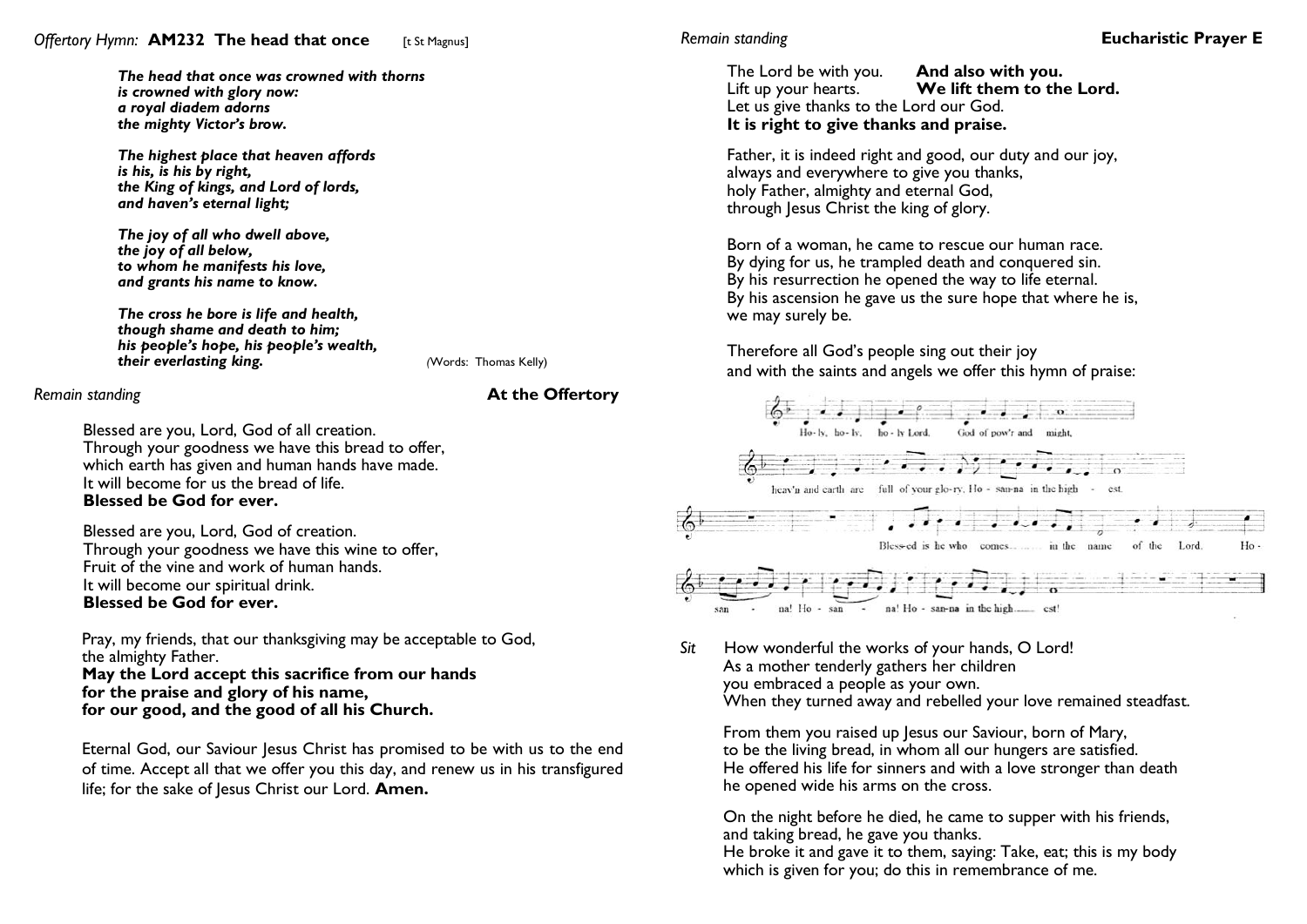*Offertory Hymn:* **AM232 The head that once** [t St Magnus]

***The head that once was crowned with thorns***
***is crowned with glory now:***
***a royal diadem adorns***
***the mighty Victor's brow.***

***The highest place that heaven affords***
***is his, is his by right,***
***the King of kings, and Lord of lords,***
***and haven's eternal light;***

***The joy of all who dwell above,***
***the joy of all below,***
***to whom he manifests his love,***
***and grants his name to know.***

***The cross he bore is life and health,***
***though shame and death to him;***
***his people's hope, his people's wealth,***
***their everlasting king.***

(Words: Thomas Kelly)

*Remain standing* **At the Offertory**

Blessed are you, Lord, God of all creation.
Through your goodness we have this bread to offer,
which earth has given and human hands have made.
It will become for us the bread of life.
**Blessed be God for ever.**

Blessed are you, Lord, God of creation.
Through your goodness we have this wine to offer,
Fruit of the vine and work of human hands.
It will become our spiritual drink.
**Blessed be God for ever.**

Pray, my friends, that our thanksgiving may be acceptable to God,
the almighty Father.
**May the Lord accept this sacrifice from our hands**
**for the praise and glory of his name,**
**for our good, and the good of all his Church.**

Eternal God, our Saviour Jesus Christ has promised to be with us to the end of time. Accept all that we offer you this day, and renew us in his transfigured life; for the sake of Jesus Christ our Lord. **Amen.**

*Remain standing* **Eucharistic Prayer E**

The Lord be with you. **And also with you.**
Lift up your hearts. **We lift them to the Lord.**
Let us give thanks to the Lord our God.
**It is right to give thanks and praise.**

Father, it is indeed right and good, our duty and our joy,
always and everywhere to give you thanks,
holy Father, almighty and eternal God,
through Jesus Christ the king of glory.

Born of a woman, he came to rescue our human race.
By dying for us, he trampled death and conquered sin.
By his resurrection he opened the way to life eternal.
By his ascension he gave us the sure hope that where he is,
we may surely be.

Therefore all God's people sing out their joy
and with the saints and angels we offer this hymn of praise:

Ho-ly, ho-ly, ho-ly Lord. God of pow'r and might,
heav'n and earth are full of your glo-ry. Ho-san-na in the high-est.
Bless-ed is he who comes... in the name of the Lord. Ho-san-na! Ho-san-na! Ho-san-na in the high-est!

*Sit* How wonderful the works of your hands, O Lord!
As a mother tenderly gathers her children
you embraced a people as your own.
When they turned away and rebelled your love remained steadfast.

From them you raised up Jesus our Saviour, born of Mary,
to be the living bread, in whom all our hungers are satisfied.
He offered his life for sinners and with a love stronger than death
he opened wide his arms on the cross.

On the night before he died, he came to supper with his friends,
and taking bread, he gave you thanks.
He broke it and gave it to them, saying: Take, eat; this is my body
which is given for you; do this in remembrance of me.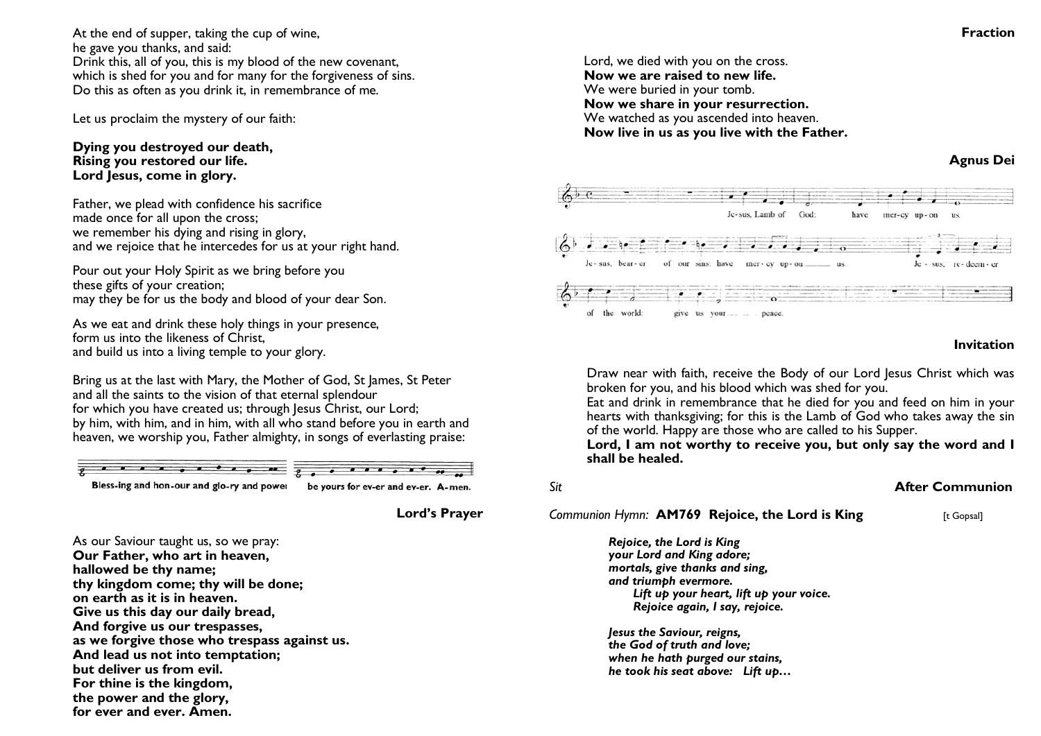At the end of supper, taking the cup of wine,
he gave you thanks, and said:
Drink this, all of you, this is my blood of the new covenant,
which is shed for you and for many for the forgiveness of sins.
Do this as often as you drink it, in remembrance of me.

Let us proclaim the mystery of our faith:

**Dying you destroyed our death,**
**Rising you restored our life.**
**Lord Jesus, come in glory.**

Father, we plead with confidence his sacrifice
made once for all upon the cross;
we remember his dying and rising in glory,
and we rejoice that he intercedes for us at your right hand.

Pour out your Holy Spirit as we bring before you
these gifts of your creation;
may they be for us the body and blood of your dear Son.

As we eat and drink these holy things in your presence,
form us into the likeness of Christ,
and build us into a living temple to your glory.

Bring us at the last with Mary, the Mother of God, St James, St Peter
and all the saints to the vision of that eternal splendour
for which you have created us; through Jesus Christ, our Lord;
by him, with him, and in him, with all who stand before you in earth and
heaven, we worship you, Father almighty, in songs of everlasting praise:

Bless-ing and hon-our and glo-ry and power be yours for ev-er and ev-er. A-men.

## Lord's Prayer

As our Saviour taught us, so we pray:
**Our Father, who art in heaven,**
**hallowed be thy name;**
**thy kingdom come; thy will be done;**
**on earth as it is in heaven.**
**Give us this day our daily bread,**
**And forgive us our trespasses,**
**as we forgive those who trespass against us.**
**And lead us not into temptation;**
**but deliver us from evil.**
**For thine is the kingdom,**
**the power and the glory,**
**for ever and ever. Amen.**

## Fraction

Lord, we died with you on the cross.
**Now we are raised to new life.**
We were buried in your tomb.
**Now we share in your resurrection.**
We watched as you ascended into heaven.
**Now live in us as you live with the Father.**

## Agnus Dei

Je-sus, Lamb of God: have mer-cy up-on us.
Je-sus, bear-er of our sins: have mer-cy up-on us.
Je-sus, re-deem-er of the world: give us your peace.

## Invitation

Draw near with faith, receive the Body of our Lord Jesus Christ which was broken for you, and his blood which was shed for you.
Eat and drink in remembrance that he died for you and feed on him in your hearts with thanksgiving; for this is the Lamb of God who takes away the sin of the world. Happy are those who are called to his Supper.
**Lord, I am not worthy to receive you, but only say the word and I shall be healed.**

*Sit*

## After Communion

*Communion Hymn:* **AM769 Rejoice, the Lord is King** [t Gopsal]

***Rejoice, the Lord is King***
***your Lord and King adore;***
***mortals, give thanks and sing,***
***and triumph evermore.***
***Lift up your heart, lift up your voice.***
***Rejoice again, I say, rejoice.***

***Jesus the Saviour, reigns,***
***the God of truth and love;***
***when he hath purged our stains,***
***he took his seat above: Lift up…***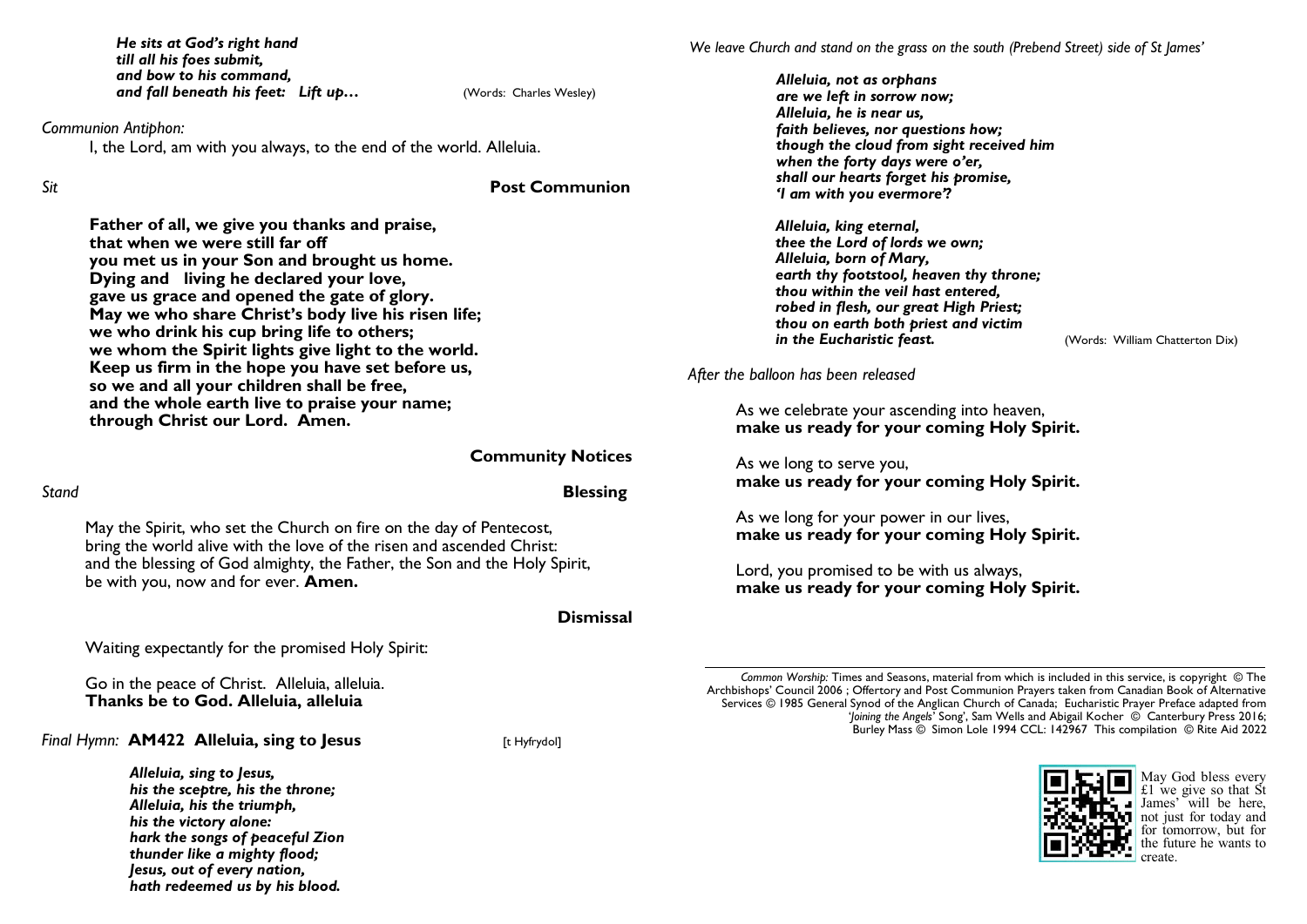*He sits at God's right hand*
*till all his foes submit,*
*and bow to his command,*
*and fall beneath his feet: Lift up…* (Words: Charles Wesley)

*Communion Antiphon:*

I, the Lord, am with you always, to the end of the world. Alleluia.

*Sit*

## Post Communion

**Father of all, we give you thanks and praise,**
**that when we were still far off**
**you met us in your Son and brought us home.**
**Dying and living he declared your love,**
**gave us grace and opened the gate of glory.**
**May we who share Christ's body live his risen life;**
**we who drink his cup bring life to others;**
**we whom the Spirit lights give light to the world.**
**Keep us firm in the hope you have set before us,**
**so we and all your children shall be free,**
**and the whole earth live to praise your name;**
**through Christ our Lord. Amen.**

## Community Notices

*Stand*

## Blessing

May the Spirit, who set the Church on fire on the day of Pentecost,
bring the world alive with the love of the risen and ascended Christ:
and the blessing of God almighty, the Father, the Son and the Holy Spirit,
be with you, now and for ever. **Amen.**

## Dismissal

Waiting expectantly for the promised Holy Spirit:

Go in the peace of Christ. Alleluia, alleluia.
**Thanks be to God. Alleluia, alleluia**

*Final Hymn:* **AM422 Alleluia, sing to Jesus** [t Hyfrydol]

*Alleluia, sing to Jesus,*
*his the sceptre, his the throne;*
*Alleluia, his the triumph,*
*his the victory alone:*
*hark the songs of peaceful Zion*
*thunder like a mighty flood;*
*Jesus, out of every nation,*
*hath redeemed us by his blood.*

*We leave Church and stand on the grass on the south (Prebend Street) side of St James'*

*Alleluia, not as orphans*
*are we left in sorrow now;*
*Alleluia, he is near us,*
*faith believes, nor questions how;*
*though the cloud from sight received him*
*when the forty days were o'er,*
*shall our hearts forget his promise,*
*'I am with you evermore'?*

*Alleluia, king eternal,*
*thee the Lord of lords we own;*
*Alleluia, born of Mary,*
*earth thy footstool, heaven thy throne;*
*thou within the veil hast entered,*
*robed in flesh, our great High Priest;*
*thou on earth both priest and victim*
*in the Eucharistic feast.* (Words: William Chatterton Dix)

*After the balloon has been released*

As we celebrate your ascending into heaven,
**make us ready for your coming Holy Spirit.**

As we long to serve you,
**make us ready for your coming Holy Spirit.**

As we long for your power in our lives,
**make us ready for your coming Holy Spirit.**

Lord, you promised to be with us always,
**make us ready for your coming Holy Spirit.**

---

*Common Worship:* Times and Seasons, material from which is included in this service, is copyright © The Archbishops' Council 2006 ; Offertory and Post Communion Prayers taken from Canadian Book of Alternative Services © 1985 General Synod of the Anglican Church of Canada; Eucharistic Prayer Preface adapted from '*Joining the Angels'* Song', Sam Wells and Abigail Kocher © Canterbury Press 2016; Burley Mass © Simon Lole 1994 CCL: 142967 This compilation © Rite Aid 2022

May God bless every £1 we give so that St James' will be here, not just for today and for tomorrow, but for the future he wants to create.